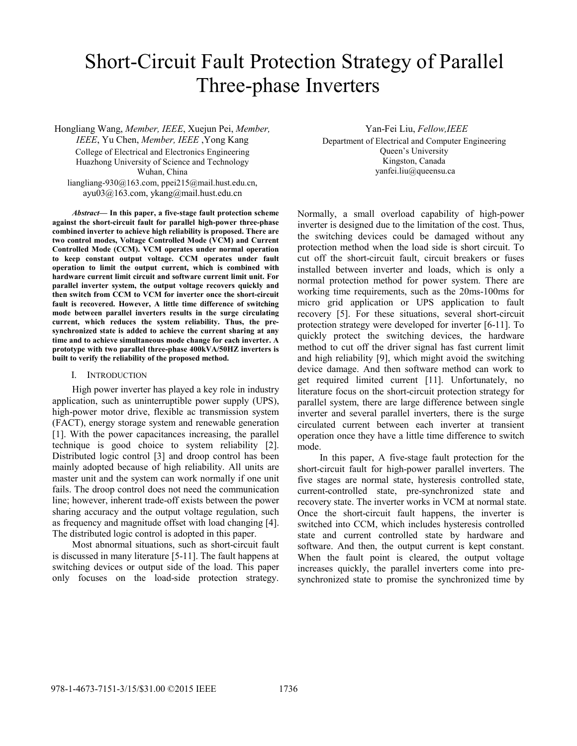# Short-Circuit Fault Protection Strategy of Parallel Three-phase Inverters

Hongliang Wang, *Member, IEEE*, Xuejun Pei, *Member, IEEE*, Yu Chen, *Member, IEEE* ,Yong Kang
College of Electrical and Electronics Engineering
Huazhong University of Science and Technology
Wuhan, China
liangliang-930@163.com, ppei215@mail.hust.edu.cn, ayu03@163.com, ykang@mail.hust.edu.cn

Yan-Fei Liu, *Fellow,IEEE*
Department of Electrical and Computer Engineering
Queen's University
Kingston, Canada
yanfei.liu@queensu.ca

***Abstract*— In this paper, a five-stage fault protection scheme against the short-circuit fault for parallel high-power three-phase combined inverter to achieve high reliability is proposed. There are two control modes, Voltage Controlled Mode (VCM) and Current Controlled Mode (CCM). VCM operates under normal operation to keep constant output voltage. CCM operates under fault operation to limit the output current, which is combined with hardware current limit circuit and software current limit unit. For parallel inverter system, the output voltage recovers quickly and then switch from CCM to VCM for inverter once the short-circuit fault is recovered. However, A little time difference of switching mode between parallel inverters results in the surge circulating current, which reduces the system reliability. Thus, the pre-synchronized state is added to achieve the current sharing at any time and to achieve simultaneous mode change for each inverter. A prototype with two parallel three-phase 400kVA/50HZ inverters is built to verify the reliability of the proposed method.**

## I. INTRODUCTION

High power inverter has played a key role in industry application, such as uninterruptible power supply (UPS), high-power motor drive, flexible ac transmission system (FACT), energy storage system and renewable generation [1]. With the power capacitances increasing, the parallel technique is good choice to system reliability [2]. Distributed logic control [3] and droop control has been mainly adopted because of high reliability. All units are master unit and the system can work normally if one unit fails. The droop control does not need the communication line; however, inherent trade-off exists between the power sharing accuracy and the output voltage regulation, such as frequency and magnitude offset with load changing [4]. The distributed logic control is adopted in this paper.

Most abnormal situations, such as short-circuit fault is discussed in many literature [5-11]. The fault happens at switching devices or output side of the load. This paper only focuses on the load-side protection strategy. Normally, a small overload capability of high-power inverter is designed due to the limitation of the cost. Thus, the switching devices could be damaged without any protection method when the load side is short circuit. To cut off the short-circuit fault, circuit breakers or fuses installed between inverter and loads, which is only a normal protection method for power system. There are working time requirements, such as the 20ms-100ms for micro grid application or UPS application to fault recovery [5]. For these situations, several short-circuit protection strategy were developed for inverter [6-11]. To quickly protect the switching devices, the hardware method to cut off the driver signal has fast current limit and high reliability [9], which might avoid the switching device damage. And then software method can work to get required limited current [11]. Unfortunately, no literature focus on the short-circuit protection strategy for parallel system, there are large difference between single inverter and several parallel inverters, there is the surge circulated current between each inverter at transient operation once they have a little time difference to switch mode.

In this paper, A five-stage fault protection for the short-circuit fault for high-power parallel inverters. The five stages are normal state, hysteresis controlled state, current-controlled state, pre-synchronized state and recovery state. The inverter works in VCM at normal state. Once the short-circuit fault happens, the inverter is switched into CCM, which includes hysteresis controlled state and current controlled state by hardware and software. And then, the output current is kept constant. When the fault point is cleared, the output voltage increases quickly, the parallel inverters come into pre-synchronized state to promise the synchronized time by

978-1-4673-7151-3/15/$31.00 ©2015 IEEE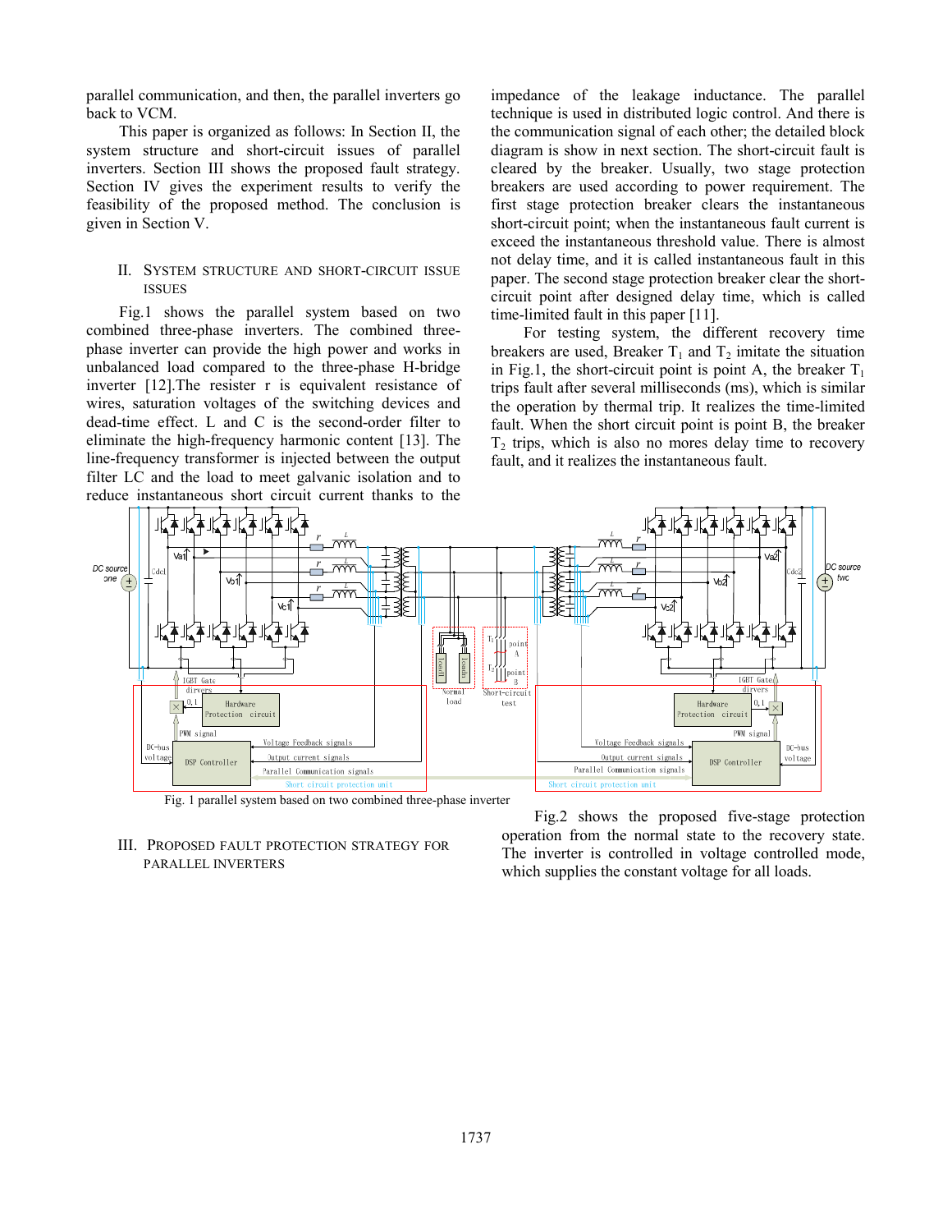parallel communication, and then, the parallel inverters go back to VCM.

This paper is organized as follows: In Section II, the system structure and short-circuit issues of parallel inverters. Section III shows the proposed fault strategy. Section IV gives the experiment results to verify the feasibility of the proposed method. The conclusion is given in Section V.

## II. System Structure and Short-Circuit Issue Issues

Fig.1 shows the parallel system based on two combined three-phase inverters. The combined three-phase inverter can provide the high power and works in unbalanced load compared to the three-phase H-bridge inverter [12].The resister r is equivalent resistance of wires, saturation voltages of the switching devices and dead-time effect. L and C is the second-order filter to eliminate the high-frequency harmonic content [13]. The line-frequency transformer is injected between the output filter LC and the load to meet galvanic isolation and to reduce instantaneous short circuit current thanks to the impedance of the leakage inductance. The parallel technique is used in distributed logic control. And there is the communication signal of each other; the detailed block diagram is show in next section. The short-circuit fault is cleared by the breaker. Usually, two stage protection breakers are used according to power requirement. The first stage protection breaker clears the instantaneous short-circuit point; when the instantaneous fault current is exceed the instantaneous threshold value. There is almost not delay time, and it is called instantaneous fault in this paper. The second stage protection breaker clear the short-circuit point after designed delay time, which is called time-limited fault in this paper [11].

For testing system, the different recovery time breakers are used, Breaker $T_1$ and $T_2$ imitate the situation in Fig.1, the short-circuit point is point A, the breaker $T_1$ trips fault after several milliseconds (ms), which is similar the operation by thermal trip. It realizes the time-limited fault. When the short circuit point is point B, the breaker $T_2$ trips, which is also no mores delay time to recovery fault, and it realizes the instantaneous fault.

Fig. 1 parallel system based on two combined three-phase inverter

## III. Proposed Fault Protection Strategy for Parallel Inverters

Fig.2 shows the proposed five-stage protection operation from the normal state to the recovery state. The inverter is controlled in voltage controlled mode, which supplies the constant voltage for all loads.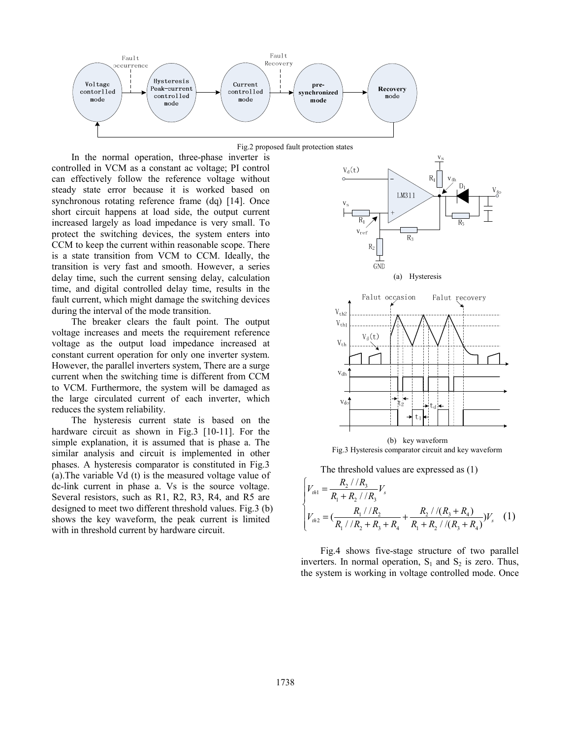Fig.2 proposed fault protection states

In the normal operation, three-phase inverter is controlled in VCM as a constant ac voltage; PI control can effectively follow the reference voltage without steady state error because it is worked based on synchronous rotating reference frame (dq) [14]. Once short circuit happens at load side, the output current increased largely as load impedance is very small. To protect the switching devices, the system enters into CCM to keep the current within reasonable scope. There is a state transition from VCM to CCM. Ideally, the transition is very fast and smooth. However, a series delay time, such the current sensing delay, calculation time, and digital controlled delay time, results in the fault current, which might damage the switching devices during the interval of the mode transition.

The breaker clears the fault point. The output voltage increases and meets the requirement reference voltage as the output load impedance increased at constant current operation for only one inverter system. However, the parallel inverters system, There are a surge current when the switching time is different from CCM to VCM. Furthermore, the system will be damaged as the large circulated current of each inverter, which reduces the system reliability.

The hysteresis current state is based on the hardware circuit as shown in Fig.3 [10-11]. For the simple explanation, it is assumed that is phase a. The similar analysis and circuit is implemented in other phases. A hysteresis comparator is constituted in Fig.3 (a).The variable Vd (t) is the measured voltage value of dc-link current in phase a. Vs is the source voltage. Several resistors, such as R1, R2, R3, R4, and R5 are designed to meet two different threshold values. Fig.3 (b) shows the key waveform, the peak current is limited with in threshold current by hardware circuit.

(a) Hysteresis

(b) key waveform

Fig.3 Hysteresis comparator circuit and key waveform

The threshold values are expressed as (1)

$$
\begin{cases}
V_{th1} = \dfrac{R_2 // R_3}{R_1 + R_2 // R_3} V_s \\
V_{th2} = \left( \dfrac{R_1 // R_2}{R_1 // R_2 + R_3 + R_4} + \dfrac{R_2 // (R_3 + R_4)}{R_1 + R_2 // (R_3 + R_4)} \right) V_s
\end{cases}
\quad (1)
$$

Fig.4 shows five-stage structure of two parallel inverters. In normal operation, $S_1$ and $S_2$ is zero. Thus, the system is working in voltage controlled mode. Once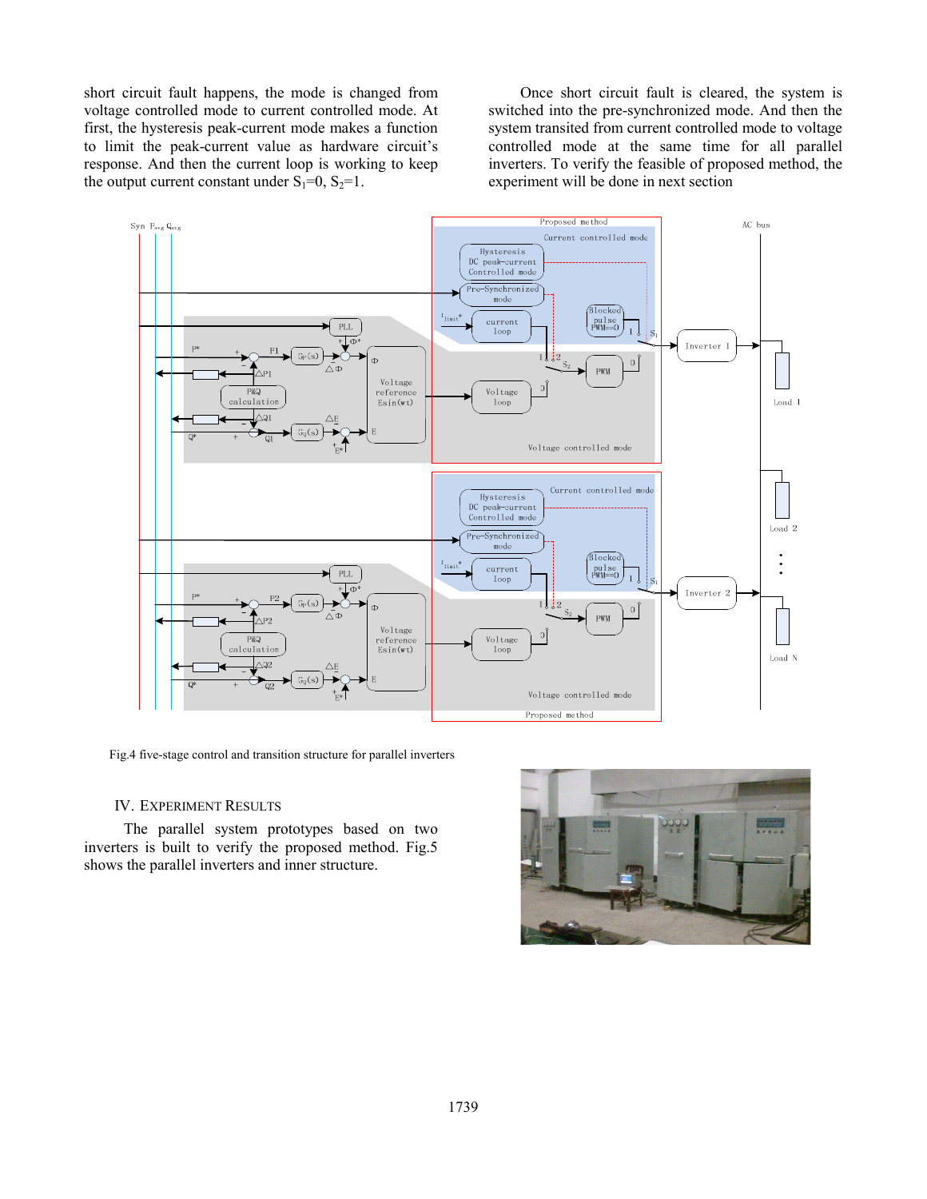short circuit fault happens, the mode is changed from voltage controlled mode to current controlled mode. At first, the hysteresis peak-current mode makes a function to limit the peak-current value as hardware circuit's response. And then the current loop is working to keep the output current constant under $S_1$=0, $S_2$=1.

Once short circuit fault is cleared, the system is switched into the pre-synchronized mode. And then the system transited from current controlled mode to voltage controlled mode at the same time for all parallel inverters. To verify the feasible of proposed method, the experiment will be done in next section

Fig.4 five-stage control and transition structure for parallel inverters

## IV. Experiment Results

The parallel system prototypes based on two inverters is built to verify the proposed method. Fig.5 shows the parallel inverters and inner structure.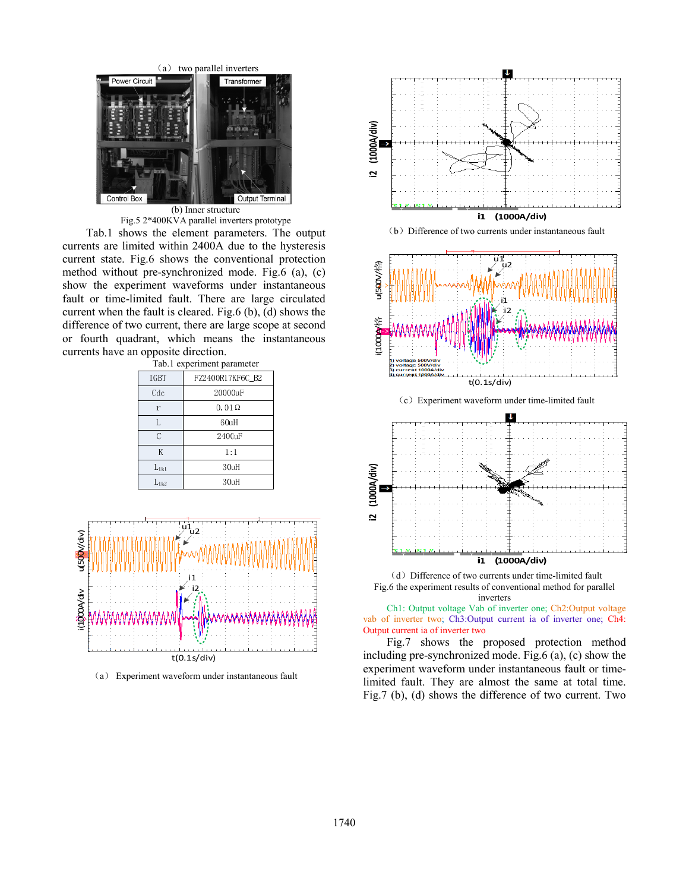（a） two parallel inverters

(b) Inner structure

Fig.5 2*400KVA parallel inverters prototype

Tab.1 shows the element parameters. The output currents are limited within 2400A due to the hysteresis current state. Fig.6 shows the conventional protection method without pre-synchronized mode. Fig.6 (a), (c) show the experiment waveforms under instantaneous fault or time-limited fault. There are large circulated current when the fault is cleared. Fig.6 (b), (d) shows the difference of two current, there are large scope at second or fourth quadrant, which means the instantaneous currents have an opposite direction.

Tab.1 experiment parameter

| | |
|---|---|
| IGBT | FZ2400R17KF6C_B2 |
| Cdc | 20000uF |
| r | 0.01Ω |
| L | 60uH |
| C | 240CuF |
| K | 1:1 |
| $L_{lk1}$ | 30uH |
| $L_{lk2}$ | 30uH |

（a） Experiment waveform under instantaneous fault

（b） Difference of two currents under instantaneous fault

（c） Experiment waveform under time-limited fault

（d） Difference of two currents under time-limited fault

Fig.6 the experiment results of conventional method for parallel inverters

Ch1: Output voltage Vab of inverter one; Ch2:Output voltage vab of inverter two; Ch3:Output current ia of inverter one; Ch4: Output current ia of inverter two

Fig.7 shows the proposed protection method including pre-synchronized mode. Fig.6 (a), (c) show the experiment waveform under instantaneous fault or time-limited fault. They are almost the same at total time. Fig.7 (b), (d) shows the difference of two current. Two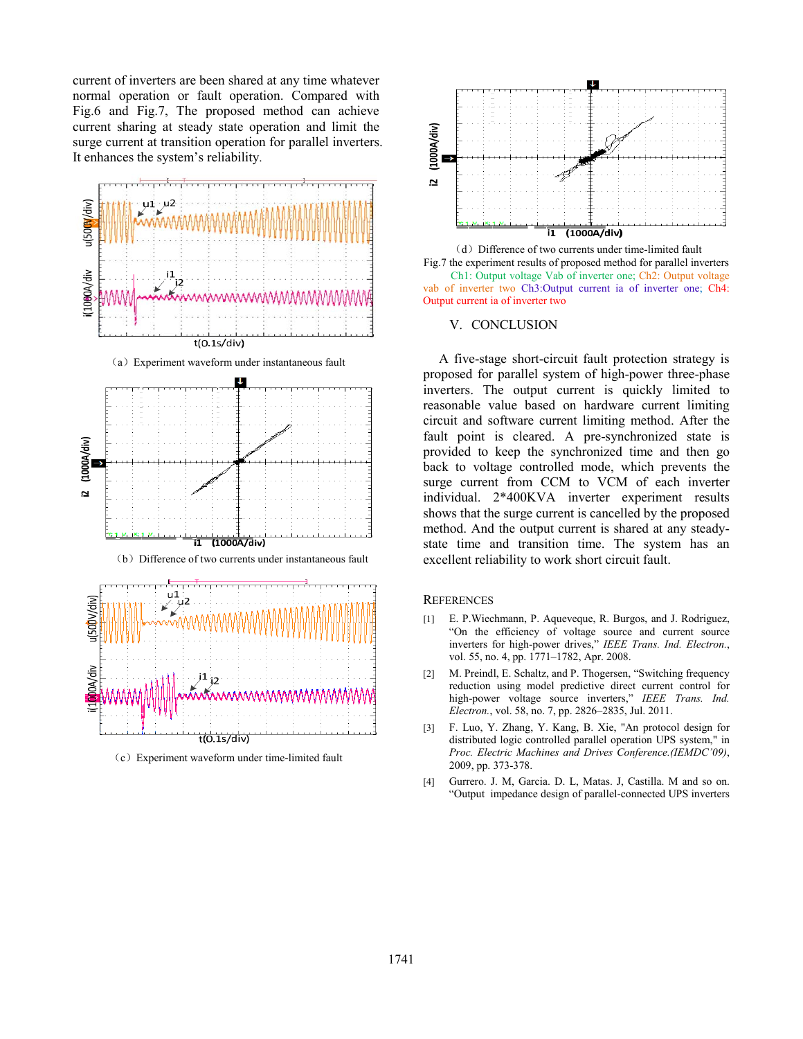current of inverters are been shared at any time whatever normal operation or fault operation. Compared with Fig.6 and Fig.7, The proposed method can achieve current sharing at steady state operation and limit the surge current at transition operation for parallel inverters. It enhances the system's reliability.

（a）Experiment waveform under instantaneous fault

（b）Difference of two currents under instantaneous fault

（c）Experiment waveform under time-limited fault

（d）Difference of two currents under time-limited fault

Fig.7 the experiment results of proposed method for parallel inverters Ch1: Output voltage Vab of inverter one; Ch2: Output voltage vab of inverter two Ch3:Output current ia of inverter one; Ch4: Output current ia of inverter two

## V. CONCLUSION

A five-stage short-circuit fault protection strategy is proposed for parallel system of high-power three-phase inverters. The output current is quickly limited to reasonable value based on hardware current limiting circuit and software current limiting method. After the fault point is cleared. A pre-synchronized state is provided to keep the synchronized time and then go back to voltage controlled mode, which prevents the surge current from CCM to VCM of each inverter individual. 2*400KVA inverter experiment results shows that the surge current is cancelled by the proposed method. And the output current is shared at any steady-state time and transition time. The system has an excellent reliability to work short circuit fault.

## REFERENCES

[1] E. P.Wiechmann, P. Aqueveque, R. Burgos, and J. Rodriguez, "On the efficiency of voltage source and current source inverters for high-power drives," *IEEE Trans. Ind. Electron.*, vol. 55, no. 4, pp. 1771–1782, Apr. 2008.

[2] M. Preindl, E. Schaltz, and P. Thogersen, "Switching frequency reduction using model predictive direct current control for high-power voltage source inverters," *IEEE Trans. Ind. Electron.*, vol. 58, no. 7, pp. 2826–2835, Jul. 2011.

[3] F. Luo, Y. Zhang, Y. Kang, B. Xie, "An protocol design for distributed logic controlled parallel operation UPS system," in *Proc. Electric Machines and Drives Conference.(IEMDC'09)*, 2009, pp. 373-378.

[4] Gurrero. J. M, Garcia. D. L, Matas. J, Castilla. M and so on. "Output impedance design of parallel-connected UPS inverters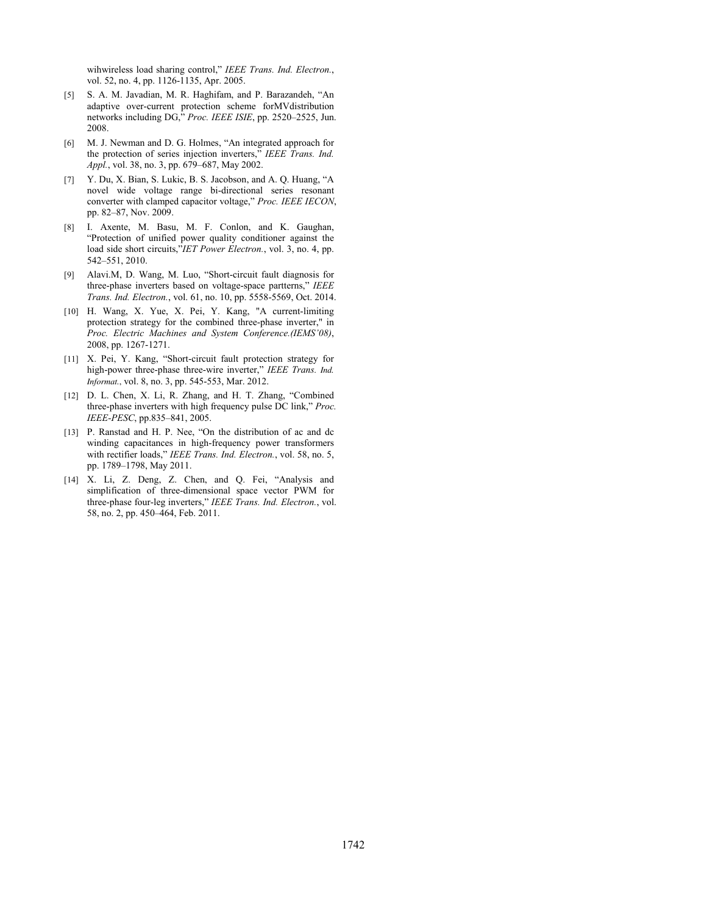wihwireless load sharing control," *IEEE Trans. Ind. Electron.*, vol. 52, no. 4, pp. 1126-1135, Apr. 2005.

[5] S. A. M. Javadian, M. R. Haghifam, and P. Barazandeh, "An adaptive over-current protection scheme forMVdistribution networks including DG," *Proc. IEEE ISIE*, pp. 2520–2525, Jun. 2008.

[6] M. J. Newman and D. G. Holmes, "An integrated approach for the protection of series injection inverters," *IEEE Trans. Ind. Appl.*, vol. 38, no. 3, pp. 679–687, May 2002.

[7] Y. Du, X. Bian, S. Lukic, B. S. Jacobson, and A. Q. Huang, "A novel wide voltage range bi-directional series resonant converter with clamped capacitor voltage," *Proc. IEEE IECON*, pp. 82–87, Nov. 2009.

[8] I. Axente, M. Basu, M. F. Conlon, and K. Gaughan, "Protection of unified power quality conditioner against the load side short circuits,"*IET Power Electron.*, vol. 3, no. 4, pp. 542–551, 2010.

[9] Alavi.M, D. Wang, M. Luo, "Short-circuit fault diagnosis for three-phase inverters based on voltage-space partterns," *IEEE Trans. Ind. Electron.*, vol. 61, no. 10, pp. 5558-5569, Oct. 2014.

[10] H. Wang, X. Yue, X. Pei, Y. Kang, "A current-limiting protection strategy for the combined three-phase inverter," in *Proc. Electric Machines and System Conference.(IEMS'08)*, 2008, pp. 1267-1271.

[11] X. Pei, Y. Kang, "Short-circuit fault protection strategy for high-power three-phase three-wire inverter," *IEEE Trans. Ind. Informat.*, vol. 8, no. 3, pp. 545-553, Mar. 2012.

[12] D. L. Chen, X. Li, R. Zhang, and H. T. Zhang, "Combined three-phase inverters with high frequency pulse DC link," *Proc. IEEE-PESC*, pp.835–841, 2005.

[13] P. Ranstad and H. P. Nee, "On the distribution of ac and dc winding capacitances in high-frequency power transformers with rectifier loads," *IEEE Trans. Ind. Electron.*, vol. 58, no. 5, pp. 1789–1798, May 2011.

[14] X. Li, Z. Deng, Z. Chen, and Q. Fei, "Analysis and simplification of three-dimensional space vector PWM for three-phase four-leg inverters," *IEEE Trans. Ind. Electron.*, vol. 58, no. 2, pp. 450–464, Feb. 2011.